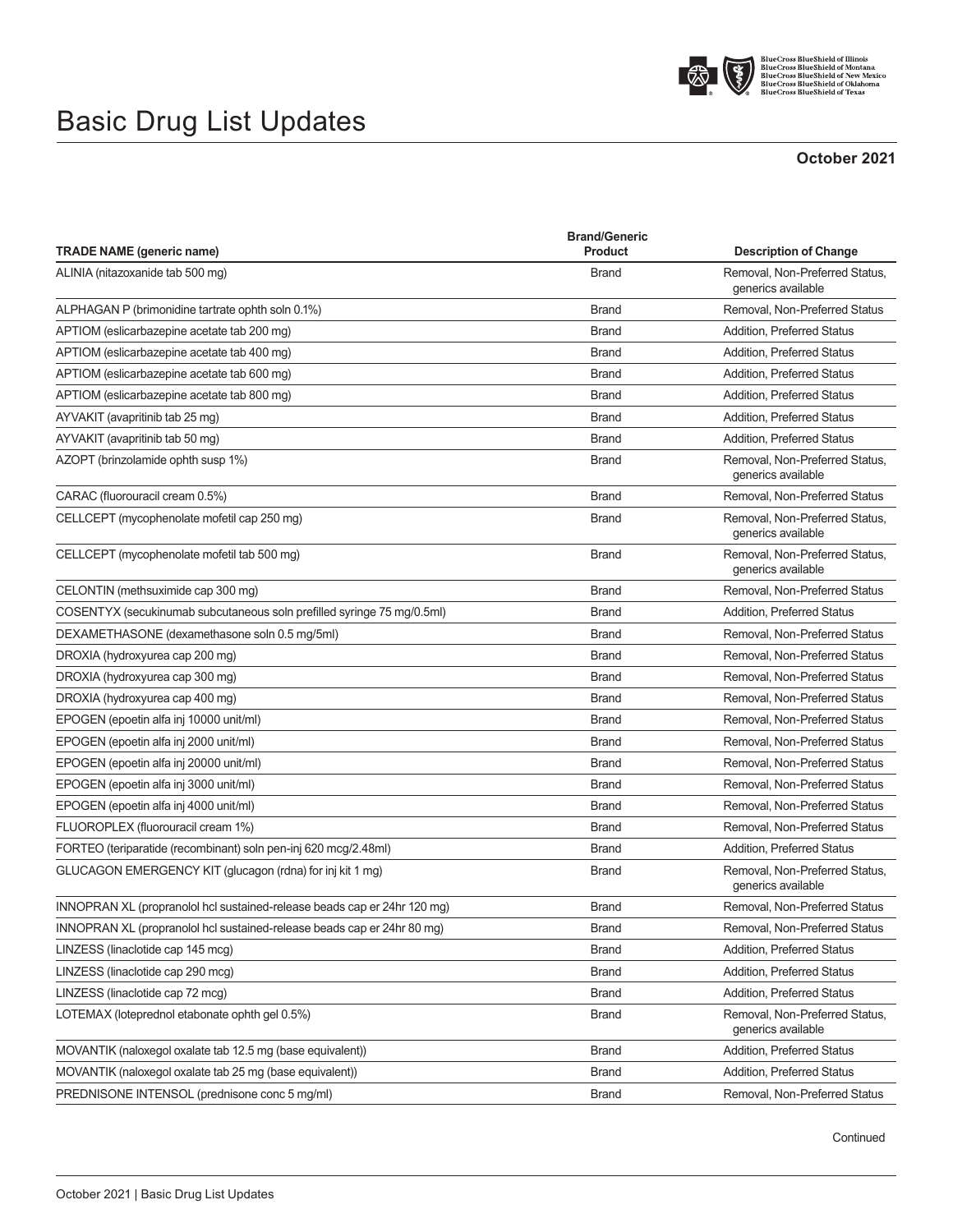# Basic Drug List Updates

**October 2021**

| TRADE NAME (generic name) | Brand/Generic Product | Description of Change |
| --- | --- | --- |
| ALINIA (nitazoxanide tab 500 mg) | Brand | Removal, Non-Preferred Status, generics available |
| ALPHAGAN P (brimonidine tartrate ophth soln 0.1%) | Brand | Removal, Non-Preferred Status |
| APTIOM (eslicarbazepine acetate tab 200 mg) | Brand | Addition, Preferred Status |
| APTIOM (eslicarbazepine acetate tab 400 mg) | Brand | Addition, Preferred Status |
| APTIOM (eslicarbazepine acetate tab 600 mg) | Brand | Addition, Preferred Status |
| APTIOM (eslicarbazepine acetate tab 800 mg) | Brand | Addition, Preferred Status |
| AYVAKIT (avapritinib tab 25 mg) | Brand | Addition, Preferred Status |
| AYVAKIT (avapritinib tab 50 mg) | Brand | Addition, Preferred Status |
| AZOPT (brinzolamide ophth susp 1%) | Brand | Removal, Non-Preferred Status, generics available |
| CARAC (fluorouracil cream 0.5%) | Brand | Removal, Non-Preferred Status |
| CELLCEPT (mycophenolate mofetil cap 250 mg) | Brand | Removal, Non-Preferred Status, generics available |
| CELLCEPT (mycophenolate mofetil tab 500 mg) | Brand | Removal, Non-Preferred Status, generics available |
| CELONTIN (methsuximide cap 300 mg) | Brand | Removal, Non-Preferred Status |
| COSENTYX (secukinumab subcutaneous soln prefilled syringe 75 mg/0.5ml) | Brand | Addition, Preferred Status |
| DEXAMETHASONE (dexamethasone soln 0.5 mg/5ml) | Brand | Removal, Non-Preferred Status |
| DROXIA (hydroxyurea cap 200 mg) | Brand | Removal, Non-Preferred Status |
| DROXIA (hydroxyurea cap 300 mg) | Brand | Removal, Non-Preferred Status |
| DROXIA (hydroxyurea cap 400 mg) | Brand | Removal, Non-Preferred Status |
| EPOGEN (epoetin alfa inj 10000 unit/ml) | Brand | Removal, Non-Preferred Status |
| EPOGEN (epoetin alfa inj 2000 unit/ml) | Brand | Removal, Non-Preferred Status |
| EPOGEN (epoetin alfa inj 20000 unit/ml) | Brand | Removal, Non-Preferred Status |
| EPOGEN (epoetin alfa inj 3000 unit/ml) | Brand | Removal, Non-Preferred Status |
| EPOGEN (epoetin alfa inj 4000 unit/ml) | Brand | Removal, Non-Preferred Status |
| FLUOROPLEX (fluorouracil cream 1%) | Brand | Removal, Non-Preferred Status |
| FORTEO (teriparatide (recombinant) soln pen-inj 620 mcg/2.48ml) | Brand | Addition, Preferred Status |
| GLUCAGON EMERGENCY KIT (glucagon (rdna) for inj kit 1 mg) | Brand | Removal, Non-Preferred Status, generics available |
| INNOPRAN XL (propranolol hcl sustained-release beads cap er 24hr 120 mg) | Brand | Removal, Non-Preferred Status |
| INNOPRAN XL (propranolol hcl sustained-release beads cap er 24hr 80 mg) | Brand | Removal, Non-Preferred Status |
| LINZESS (linaclotide cap 145 mcg) | Brand | Addition, Preferred Status |
| LINZESS (linaclotide cap 290 mcg) | Brand | Addition, Preferred Status |
| LINZESS (linaclotide cap 72 mcg) | Brand | Addition, Preferred Status |
| LOTEMAX (loteprednol etabonate ophth gel 0.5%) | Brand | Removal, Non-Preferred Status, generics available |
| MOVANTIK (naloxegol oxalate tab 12.5 mg (base equivalent)) | Brand | Addition, Preferred Status |
| MOVANTIK (naloxegol oxalate tab 25 mg (base equivalent)) | Brand | Addition, Preferred Status |
| PREDNISONE INTENSOL (prednisone conc 5 mg/ml) | Brand | Removal, Non-Preferred Status |

Continued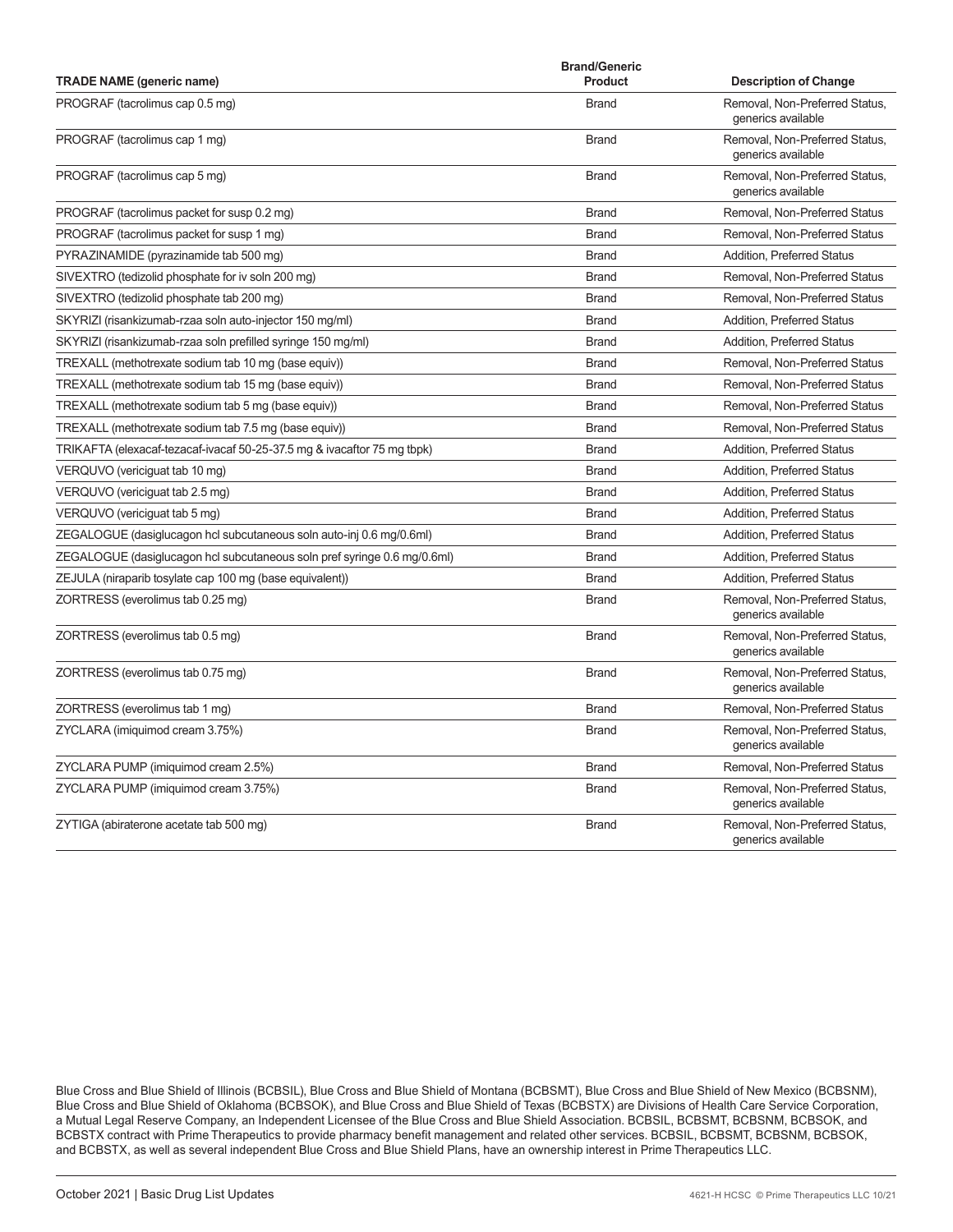| TRADE NAME (generic name) | Brand/Generic Product | Description of Change |
|---|---|---|
| PROGRAF (tacrolimus cap 0.5 mg) | Brand | Removal, Non-Preferred Status, generics available |
| PROGRAF (tacrolimus cap 1 mg) | Brand | Removal, Non-Preferred Status, generics available |
| PROGRAF (tacrolimus cap 5 mg) | Brand | Removal, Non-Preferred Status, generics available |
| PROGRAF (tacrolimus packet for susp 0.2 mg) | Brand | Removal, Non-Preferred Status |
| PROGRAF (tacrolimus packet for susp 1 mg) | Brand | Removal, Non-Preferred Status |
| PYRAZINAMIDE (pyrazinamide tab 500 mg) | Brand | Addition, Preferred Status |
| SIVEXTRO (tedizolid phosphate for iv soln 200 mg) | Brand | Removal, Non-Preferred Status |
| SIVEXTRO (tedizolid phosphate tab 200 mg) | Brand | Removal, Non-Preferred Status |
| SKYRIZI (risankizumab-rzaa soln auto-injector 150 mg/ml) | Brand | Addition, Preferred Status |
| SKYRIZI (risankizumab-rzaa soln prefilled syringe 150 mg/ml) | Brand | Addition, Preferred Status |
| TREXALL (methotrexate sodium tab 10 mg (base equiv)) | Brand | Removal, Non-Preferred Status |
| TREXALL (methotrexate sodium tab 15 mg (base equiv)) | Brand | Removal, Non-Preferred Status |
| TREXALL (methotrexate sodium tab 5 mg (base equiv)) | Brand | Removal, Non-Preferred Status |
| TREXALL (methotrexate sodium tab 7.5 mg (base equiv)) | Brand | Removal, Non-Preferred Status |
| TRIKAFTA (elexacaf-tezacaf-ivacaf 50-25-37.5 mg & ivacaftor 75 mg tbpk) | Brand | Addition, Preferred Status |
| VERQUVO (vericiguat tab 10 mg) | Brand | Addition, Preferred Status |
| VERQUVO (vericiguat tab 2.5 mg) | Brand | Addition, Preferred Status |
| VERQUVO (vericiguat tab 5 mg) | Brand | Addition, Preferred Status |
| ZEGALOGUE (dasiglucagon hcl subcutaneous soln auto-inj 0.6 mg/0.6ml) | Brand | Addition, Preferred Status |
| ZEGALOGUE (dasiglucagon hcl subcutaneous soln pref syringe 0.6 mg/0.6ml) | Brand | Addition, Preferred Status |
| ZEJULA (niraparib tosylate cap 100 mg (base equivalent)) | Brand | Addition, Preferred Status |
| ZORTRESS (everolimus tab 0.25 mg) | Brand | Removal, Non-Preferred Status, generics available |
| ZORTRESS (everolimus tab 0.5 mg) | Brand | Removal, Non-Preferred Status, generics available |
| ZORTRESS (everolimus tab 0.75 mg) | Brand | Removal, Non-Preferred Status, generics available |
| ZORTRESS (everolimus tab 1 mg) | Brand | Removal, Non-Preferred Status |
| ZYCLARA (imiquimod cream 3.75%) | Brand | Removal, Non-Preferred Status, generics available |
| ZYCLARA PUMP (imiquimod cream 2.5%) | Brand | Removal, Non-Preferred Status |
| ZYCLARA PUMP (imiquimod cream 3.75%) | Brand | Removal, Non-Preferred Status, generics available |
| ZYTIGA (abiraterone acetate tab 500 mg) | Brand | Removal, Non-Preferred Status, generics available |

Blue Cross and Blue Shield of Illinois (BCBSIL), Blue Cross and Blue Shield of Montana (BCBSMT), Blue Cross and Blue Shield of New Mexico (BCBSNM), Blue Cross and Blue Shield of Oklahoma (BCBSOK), and Blue Cross and Blue Shield of Texas (BCBSTX) are Divisions of Health Care Service Corporation, a Mutual Legal Reserve Company, an Independent Licensee of the Blue Cross and Blue Shield Association. BCBSIL, BCBSMT, BCBSNM, BCBSOK, and BCBSTX contract with Prime Therapeutics to provide pharmacy benefit management and related other services. BCBSIL, BCBSMT, BCBSNM, BCBSOK, and BCBSTX, as well as several independent Blue Cross and Blue Shield Plans, have an ownership interest in Prime Therapeutics LLC.

October 2021 | Basic Drug List Updates

4621-H HCSC © Prime Therapeutics LLC 10/21